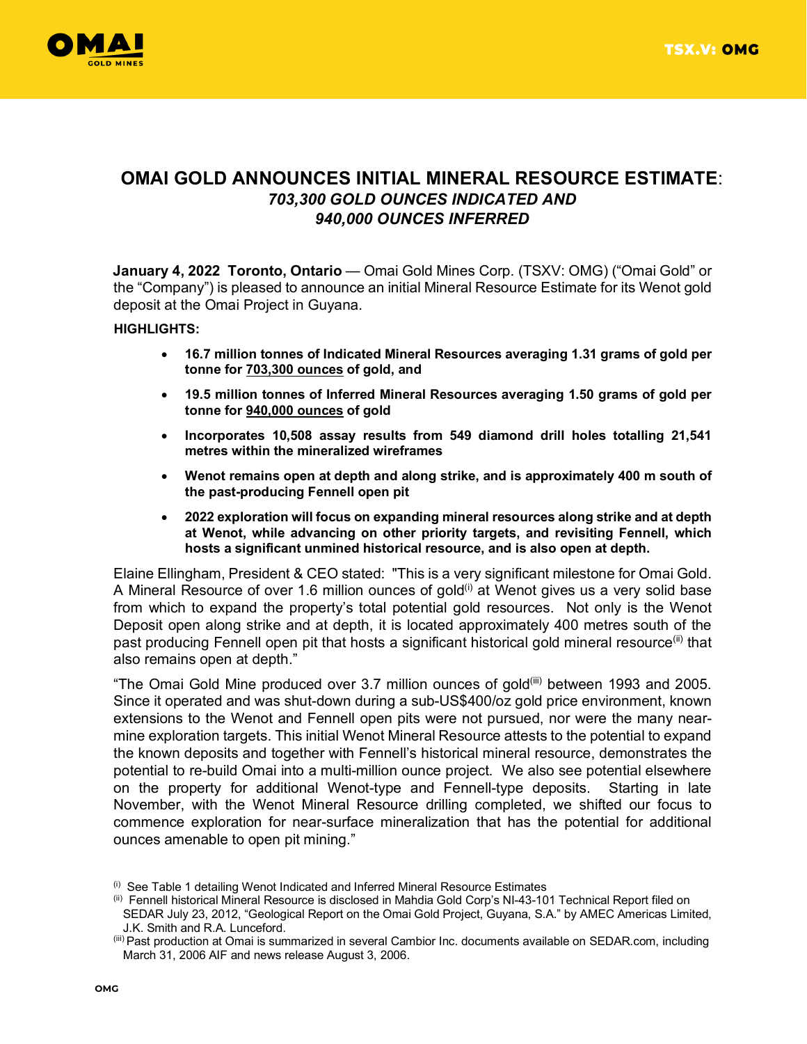# OMAI GOLD ANNOUNCES INITIAL MINERAL RESOURCE ESTIMATE:

## *703,300 GOLD OUNCES INDICATED AND 940,000 OUNCES INFERRED*

**January 4, 2022 Toronto, Ontario** — Omai Gold Mines Corp. (TSXV: OMG) ("Omai Gold" or the "Company") is pleased to announce an initial Mineral Resource Estimate for its Wenot gold deposit at the Omai Project in Guyana.

**HIGHLIGHTS:**

- **16.7 million tonnes of Indicated Mineral Resources averaging 1.31 grams of gold per tonne for 703,300 ounces of gold, and**
- **19.5 million tonnes of Inferred Mineral Resources averaging 1.50 grams of gold per tonne for 940,000 ounces of gold**
- **Incorporates 10,508 assay results from 549 diamond drill holes totalling 21,541 metres within the mineralized wireframes**
- **Wenot remains open at depth and along strike, and is approximately 400 m south of the past-producing Fennell open pit**
- **2022 exploration will focus on expanding mineral resources along strike and at depth at Wenot, while advancing on other priority targets, and revisiting Fennell, which hosts a significant unmined historical resource, and is also open at depth.**

Elaine Ellingham, President & CEO stated: "This is a very significant milestone for Omai Gold. A Mineral Resource of over 1.6 million ounces of gold[i] at Wenot gives us a very solid base from which to expand the property's total potential gold resources. Not only is the Wenot Deposit open along strike and at depth, it is located approximately 400 metres south of the past producing Fennell open pit that hosts a significant historical gold mineral resource[ii] that also remains open at depth."

"The Omai Gold Mine produced over 3.7 million ounces of gold[iii] between 1993 and 2005. Since it operated and was shut-down during a sub-US$400/oz gold price environment, known extensions to the Wenot and Fennell open pits were not pursued, nor were the many near-mine exploration targets. This initial Wenot Mineral Resource attests to the potential to expand the known deposits and together with Fennell's historical mineral resource, demonstrates the potential to re-build Omai into a multi-million ounce project. We also see potential elsewhere on the property for additional Wenot-type and Fennell-type deposits. Starting in late November, with the Wenot Mineral Resource drilling completed, we shifted our focus to commence exploration for near-surface mineralization that has the potential for additional ounces amenable to open pit mining."

[i] See Table 1 detailing Wenot Indicated and Inferred Mineral Resource Estimates

[ii] Fennell historical Mineral Resource is disclosed in Mahdia Gold Corp's NI-43-101 Technical Report filed on SEDAR July 23, 2012, "Geological Report on the Omai Gold Project, Guyana, S.A." by AMEC Americas Limited, J.K. Smith and R.A. Lunceford.

[iii] Past production at Omai is summarized in several Cambior Inc. documents available on SEDAR.com, including March 31, 2006 AIF and news release August 3, 2006.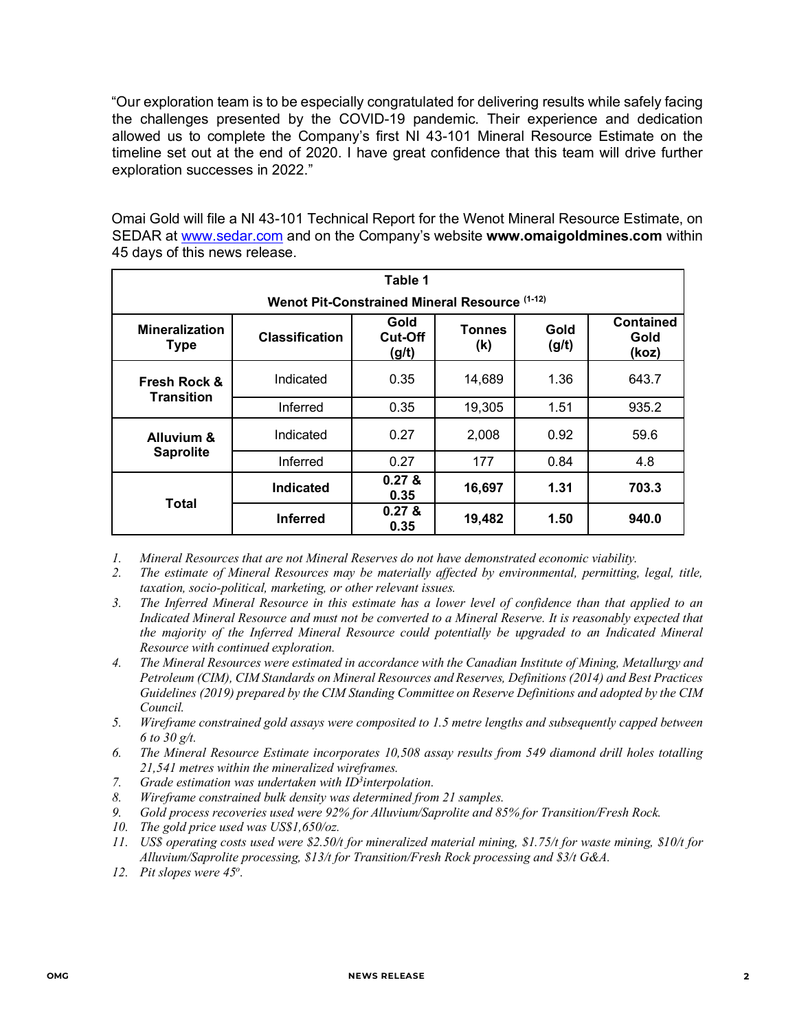"Our exploration team is to be especially congratulated for delivering results while safely facing the challenges presented by the COVID-19 pandemic. Their experience and dedication allowed us to complete the Company's first NI 43-101 Mineral Resource Estimate on the timeline set out at the end of 2020. I have great confidence that this team will drive further exploration successes in 2022."

Omai Gold will file a NI 43-101 Technical Report for the Wenot Mineral Resource Estimate, on SEDAR at www.sedar.com and on the Company's website **www.omaigoldmines.com** within 45 days of this news release.

**Table 1**

**Wenot Pit-Constrained Mineral Resource (1-12)**

| Mineralization Type | Classification | Gold Cut-Off (g/t) | Tonnes (k) | Gold (g/t) | Contained Gold (koz) |
|---|---|---|---|---|---|
| **Fresh Rock & Transition** | Indicated | 0.35 | 14,689 | 1.36 | 643.7 |
| | Inferred | 0.35 | 19,305 | 1.51 | 935.2 |
| **Alluvium & Saprolite** | Indicated | 0.27 | 2,008 | 0.92 | 59.6 |
| | Inferred | 0.27 | 177 | 0.84 | 4.8 |
| **Total** | **Indicated** | **0.27 & 0.35** | **16,697** | **1.31** | **703.3** |
| | **Inferred** | **0.27 & 0.35** | **19,482** | **1.50** | **940.0** |

1. *Mineral Resources that are not Mineral Reserves do not have demonstrated economic viability.*
2. *The estimate of Mineral Resources may be materially affected by environmental, permitting, legal, title, taxation, socio-political, marketing, or other relevant issues.*
3. *The Inferred Mineral Resource in this estimate has a lower level of confidence than that applied to an Indicated Mineral Resource and must not be converted to a Mineral Reserve. It is reasonably expected that the majority of the Inferred Mineral Resource could potentially be upgraded to an Indicated Mineral Resource with continued exploration.*
4. *The Mineral Resources were estimated in accordance with the Canadian Institute of Mining, Metallurgy and Petroleum (CIM), CIM Standards on Mineral Resources and Reserves, Definitions (2014) and Best Practices Guidelines (2019) prepared by the CIM Standing Committee on Reserve Definitions and adopted by the CIM Council.*
5. *Wireframe constrained gold assays were composited to 1.5 metre lengths and subsequently capped between 6 to 30 g/t.*
6. *The Mineral Resource Estimate incorporates 10,508 assay results from 549 diamond drill holes totalling 21,541 metres within the mineralized wireframes.*
7. *Grade estimation was undertaken with $ID^3$ interpolation.*
8. *Wireframe constrained bulk density was determined from 21 samples.*
9. *Gold process recoveries used were 92% for Alluvium/Saprolite and 85% for Transition/Fresh Rock.*
10. *The gold price used was US$1,650/oz.*
11. *US$ operating costs used were $2.50/t for mineralized material mining, $1.75/t for waste mining, $10/t for Alluvium/Saprolite processing, $13/t for Transition/Fresh Rock processing and $3/t G&A.*
12. *Pit slopes were 45º.*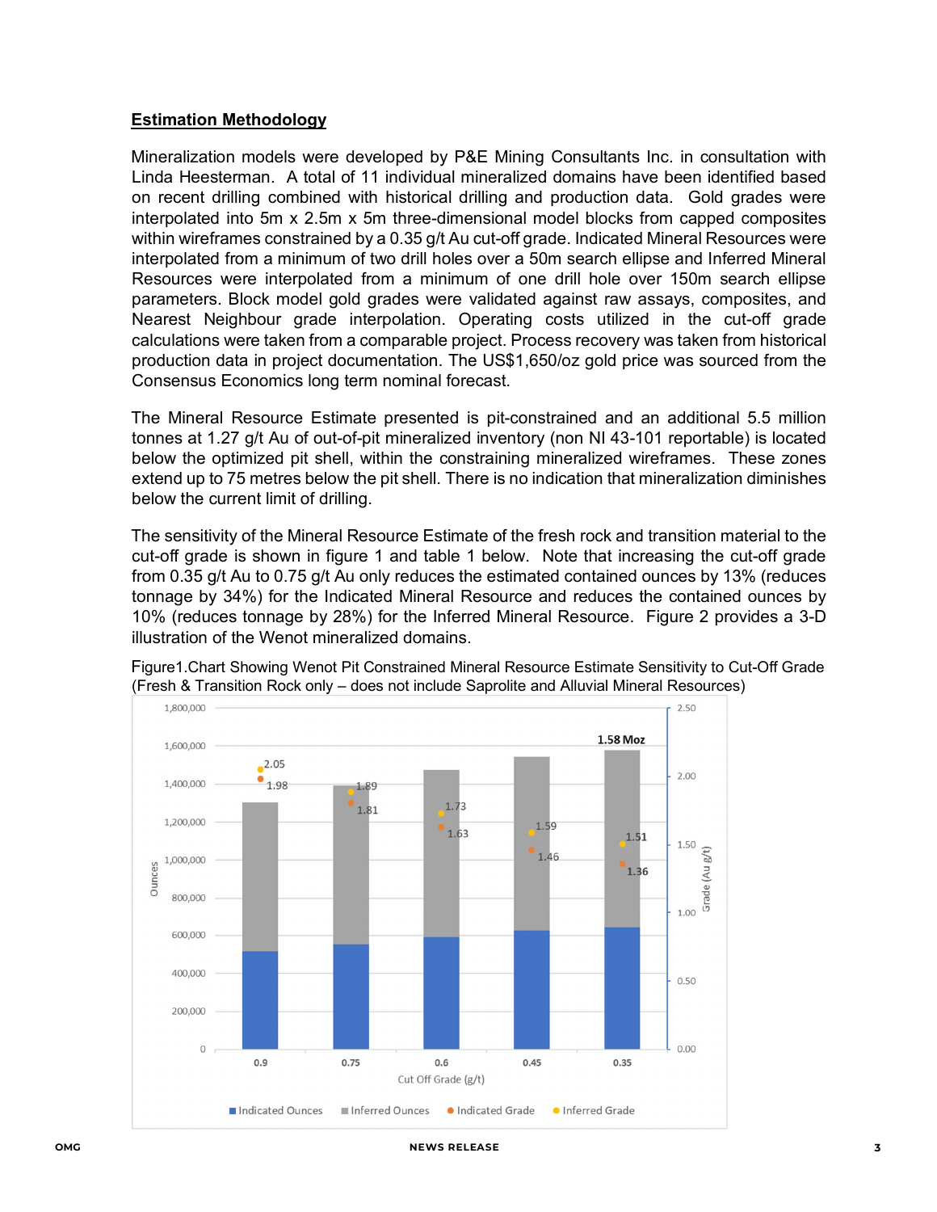## Estimation Methodology

Mineralization models were developed by P&E Mining Consultants Inc. in consultation with Linda Heesterman. A total of 11 individual mineralized domains have been identified based on recent drilling combined with historical drilling and production data. Gold grades were interpolated into 5m x 2.5m x 5m three-dimensional model blocks from capped composites within wireframes constrained by a 0.35 g/t Au cut-off grade. Indicated Mineral Resources were interpolated from a minimum of two drill holes over a 50m search ellipse and Inferred Mineral Resources were interpolated from a minimum of one drill hole over 150m search ellipse parameters. Block model gold grades were validated against raw assays, composites, and Nearest Neighbour grade interpolation. Operating costs utilized in the cut-off grade calculations were taken from a comparable project. Process recovery was taken from historical production data in project documentation. The US$1,650/oz gold price was sourced from the Consensus Economics long term nominal forecast.

The Mineral Resource Estimate presented is pit-constrained and an additional 5.5 million tonnes at 1.27 g/t Au of out-of-pit mineralized inventory (non NI 43-101 reportable) is located below the optimized pit shell, within the constraining mineralized wireframes. These zones extend up to 75 metres below the pit shell. There is no indication that mineralization diminishes below the current limit of drilling.

The sensitivity of the Mineral Resource Estimate of the fresh rock and transition material to the cut-off grade is shown in figure 1 and table 1 below. Note that increasing the cut-off grade from 0.35 g/t Au to 0.75 g/t Au only reduces the estimated contained ounces by 13% (reduces tonnage by 34%) for the Indicated Mineral Resource and reduces the contained ounces by 10% (reduces tonnage by 28%) for the Inferred Mineral Resource. Figure 2 provides a 3-D illustration of the Wenot mineralized domains.

Figure1.Chart Showing Wenot Pit Constrained Mineral Resource Estimate Sensitivity to Cut-Off Grade (Fresh & Transition Rock only – does not include Saprolite and Alluvial Mineral Resources)

1.58 Moz

2.05
1.98
1.89
1.81
1.73
1.63
1.59
1.46
1.51
1.36

Ounces: 0, 200,000, 400,000, 600,000, 800,000, 1,000,000, 1,200,000, 1,400,000, 1,600,000, 1,800,000

Grade (Au g/t): 0.00, 0.50, 1.00, 1.50, 2.00, 2.50

Cut Off Grade (g/t): 0.9, 0.75, 0.6, 0.45, 0.35

Indicated Ounces · Inferred Ounces · Indicated Grade · Inferred Grade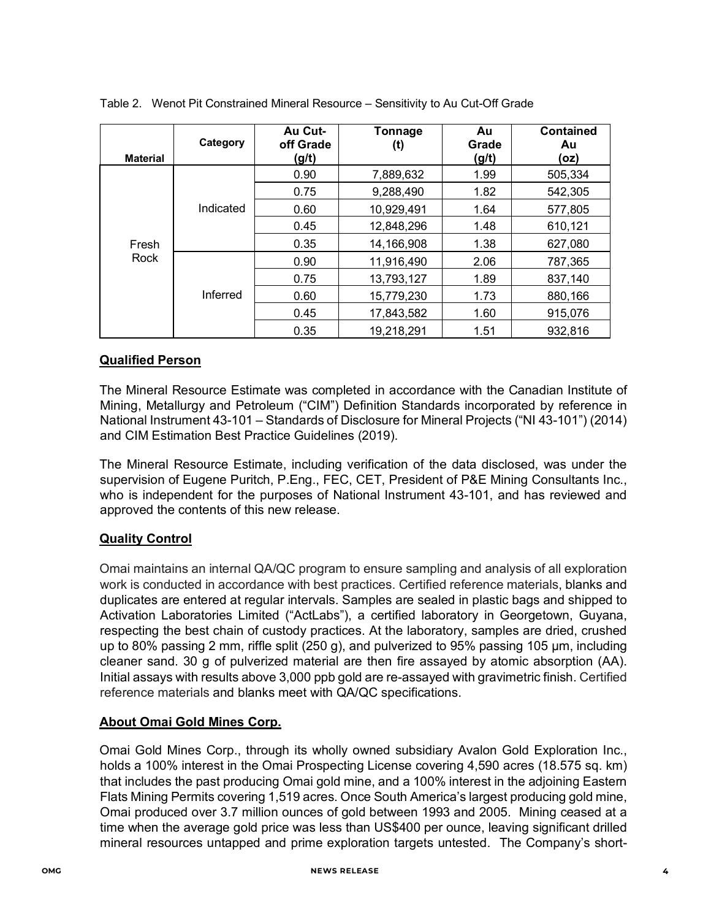Table 2. Wenot Pit Constrained Mineral Resource – Sensitivity to Au Cut-Off Grade

| Material | Category | Au Cut-off Grade (g/t) | Tonnage (t) | Au Grade (g/t) | Contained Au (oz) |
|---|---|---|---|---|---|
| Fresh Rock | Indicated | 0.90 | 7,889,632 | 1.99 | 505,334 |
| | | 0.75 | 9,288,490 | 1.82 | 542,305 |
| | | 0.60 | 10,929,491 | 1.64 | 577,805 |
| | | 0.45 | 12,848,296 | 1.48 | 610,121 |
| | | 0.35 | 14,166,908 | 1.38 | 627,080 |
| | Inferred | 0.90 | 11,916,490 | 2.06 | 787,365 |
| | | 0.75 | 13,793,127 | 1.89 | 837,140 |
| | | 0.60 | 15,779,230 | 1.73 | 880,166 |
| | | 0.45 | 17,843,582 | 1.60 | 915,076 |
| | | 0.35 | 19,218,291 | 1.51 | 932,816 |

## Qualified Person

The Mineral Resource Estimate was completed in accordance with the Canadian Institute of Mining, Metallurgy and Petroleum ("CIM") Definition Standards incorporated by reference in National Instrument 43-101 – Standards of Disclosure for Mineral Projects ("NI 43-101") (2014) and CIM Estimation Best Practice Guidelines (2019).

The Mineral Resource Estimate, including verification of the data disclosed, was under the supervision of Eugene Puritch, P.Eng., FEC, CET, President of P&E Mining Consultants Inc., who is independent for the purposes of National Instrument 43-101, and has reviewed and approved the contents of this new release.

## Quality Control

Omai maintains an internal QA/QC program to ensure sampling and analysis of all exploration work is conducted in accordance with best practices. Certified reference materials, blanks and duplicates are entered at regular intervals. Samples are sealed in plastic bags and shipped to Activation Laboratories Limited ("ActLabs"), a certified laboratory in Georgetown, Guyana, respecting the best chain of custody practices. At the laboratory, samples are dried, crushed up to 80% passing 2 mm, riffle split (250 g), and pulverized to 95% passing 105 µm, including cleaner sand. 30 g of pulverized material are then fire assayed by atomic absorption (AA). Initial assays with results above 3,000 ppb gold are re-assayed with gravimetric finish. Certified reference materials and blanks meet with QA/QC specifications.

## About Omai Gold Mines Corp.

Omai Gold Mines Corp., through its wholly owned subsidiary Avalon Gold Exploration Inc., holds a 100% interest in the Omai Prospecting License covering 4,590 acres (18.575 sq. km) that includes the past producing Omai gold mine, and a 100% interest in the adjoining Eastern Flats Mining Permits covering 1,519 acres. Once South America's largest producing gold mine, Omai produced over 3.7 million ounces of gold between 1993 and 2005. Mining ceased at a time when the average gold price was less than US$400 per ounce, leaving significant drilled mineral resources untapped and prime exploration targets untested. The Company's short-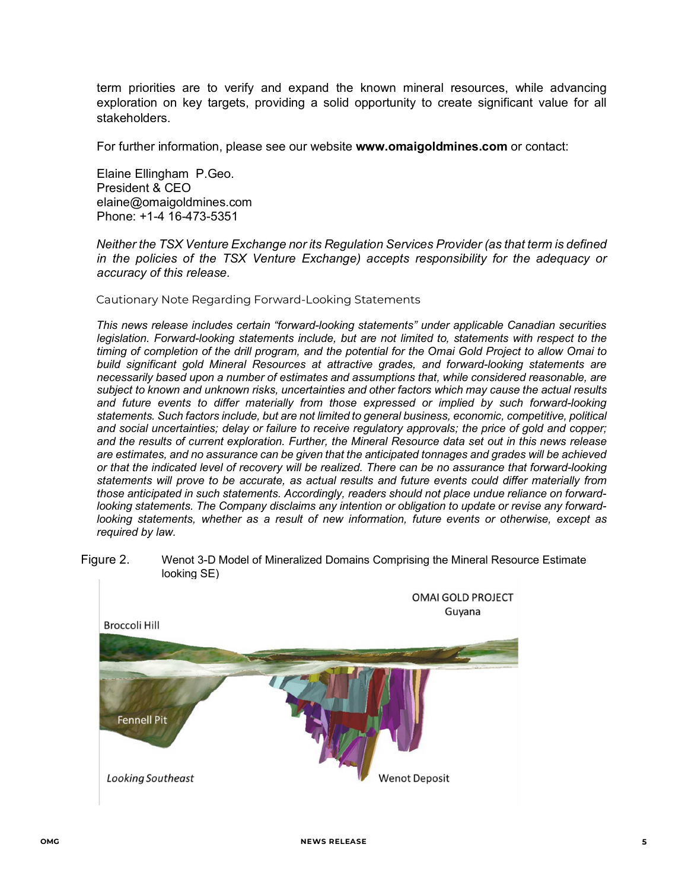term priorities are to verify and expand the known mineral resources, while advancing exploration on key targets, providing a solid opportunity to create significant value for all stakeholders.

For further information, please see our website **www.omaigoldmines.com** or contact:

Elaine Ellingham P.Geo.
President & CEO
elaine@omaigoldmines.com
Phone: +1-4 16-473-5351

*Neither the TSX Venture Exchange nor its Regulation Services Provider (as that term is defined in the policies of the TSX Venture Exchange) accepts responsibility for the adequacy or accuracy of this release.*

## Cautionary Note Regarding Forward-Looking Statements

*This news release includes certain "forward-looking statements" under applicable Canadian securities legislation. Forward-looking statements include, but are not limited to, statements with respect to the timing of completion of the drill program, and the potential for the Omai Gold Project to allow Omai to build significant gold Mineral Resources at attractive grades, and forward-looking statements are necessarily based upon a number of estimates and assumptions that, while considered reasonable, are subject to known and unknown risks, uncertainties and other factors which may cause the actual results and future events to differ materially from those expressed or implied by such forward-looking statements. Such factors include, but are not limited to general business, economic, competitive, political and social uncertainties; delay or failure to receive regulatory approvals; the price of gold and copper; and the results of current exploration. Further, the Mineral Resource data set out in this news release are estimates, and no assurance can be given that the anticipated tonnages and grades will be achieved or that the indicated level of recovery will be realized. There can be no assurance that forward-looking statements will prove to be accurate, as actual results and future events could differ materially from those anticipated in such statements. Accordingly, readers should not place undue reliance on forward-looking statements. The Company disclaims any intention or obligation to update or revise any forward-looking statements, whether as a result of new information, future events or otherwise, except as required by law.*

Figure 2. Wenot 3-D Model of Mineralized Domains Comprising the Mineral Resource Estimate looking SE)

OMAI GOLD PROJECT
Guyana

Broccoli Hill

Fennell Pit

Looking Southeast

Wenot Deposit